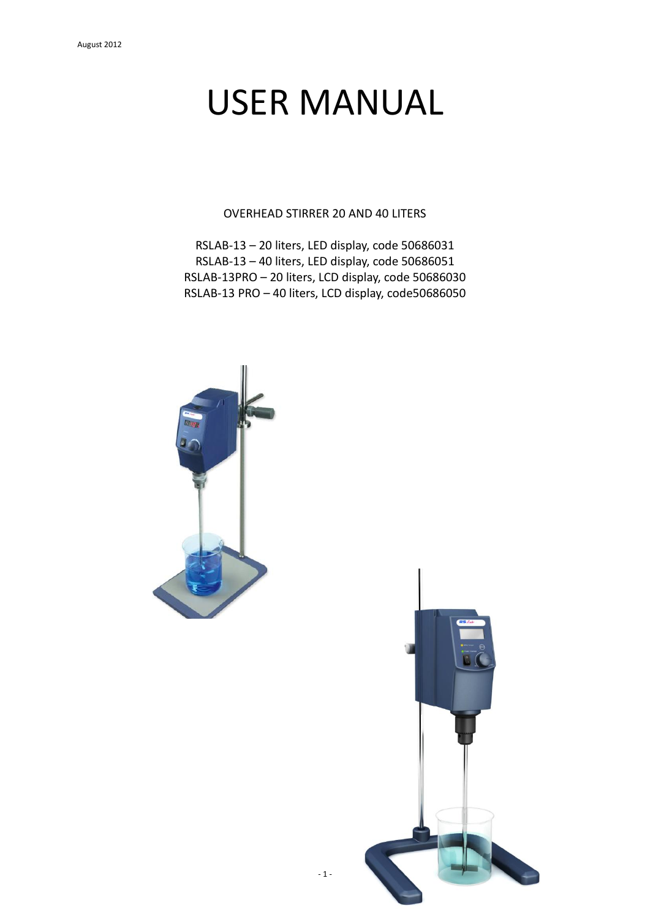August 2012

# USER MANUAL

OVERHEAD STIRRER 20 AND 40 LITERS

RSLAB-13 – 20 liters, LED display, code 50686031
RSLAB-13 – 40 liters, LED display, code 50686051
RSLAB-13PRO – 20 liters, LCD display, code 50686030
RSLAB-13 PRO – 40 liters, LCD display, code50686050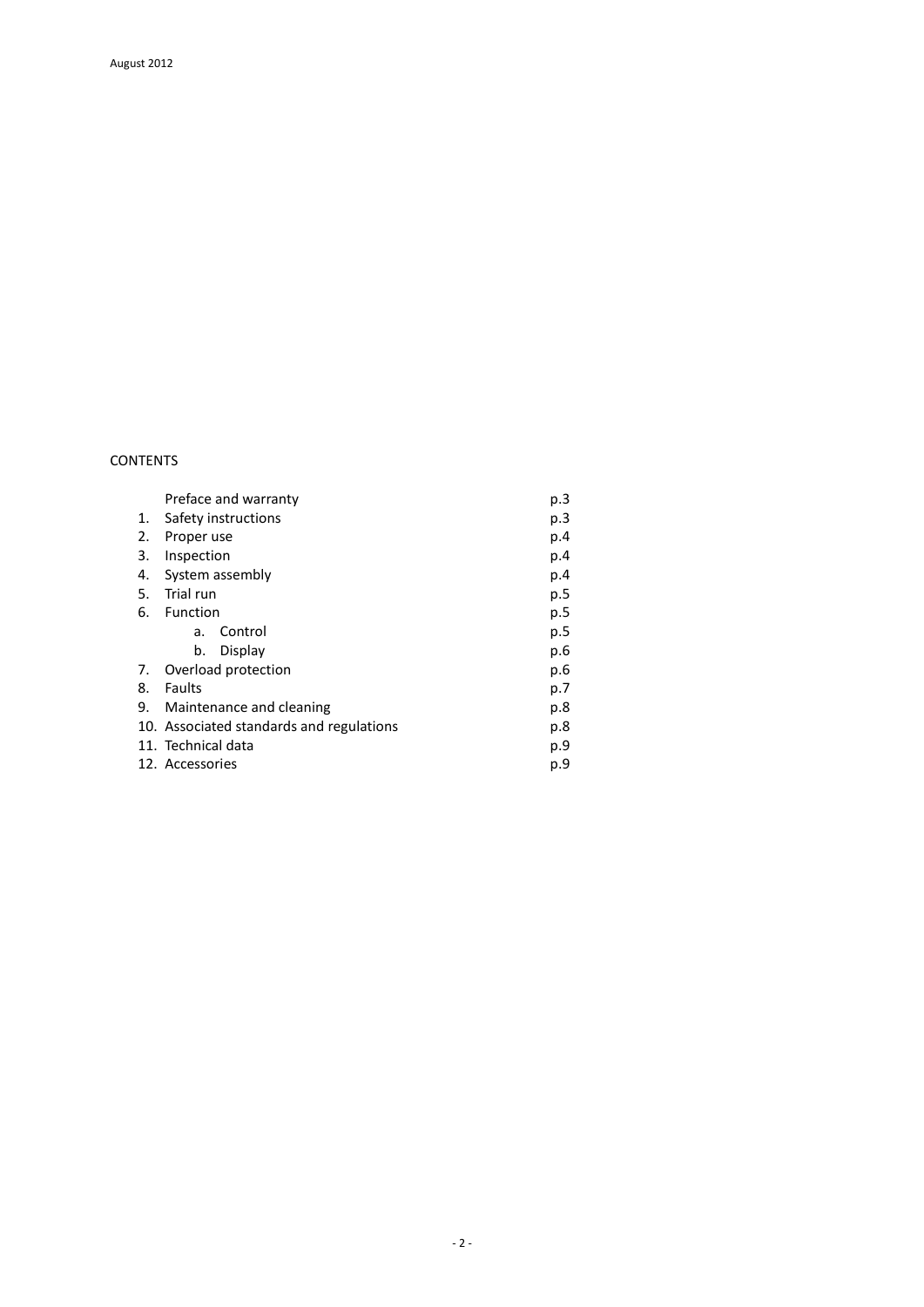August 2012

CONTENTS

| | | |
|---|---|---|
| | Preface and warranty | p.3 |
| 1. | Safety instructions | p.3 |
| 2. | Proper use | p.4 |
| 3. | Inspection | p.4 |
| 4. | System assembly | p.4 |
| 5. | Trial run | p.5 |
| 6. | Function | p.5 |
| | a. Control | p.5 |
| | b. Display | p.6 |
| 7. | Overload protection | p.6 |
| 8. | Faults | p.7 |
| 9. | Maintenance and cleaning | p.8 |
| 10. | Associated standards and regulations | p.8 |
| 11. | Technical data | p.9 |
| 12. | Accessories | p.9 |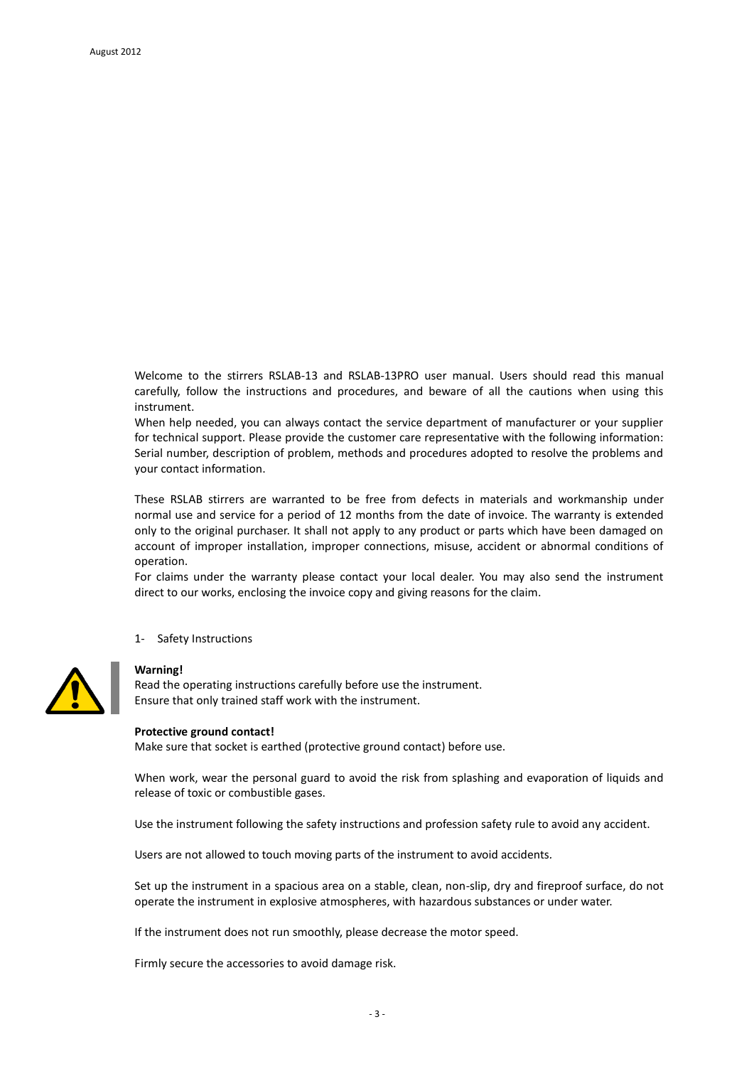Welcome to the stirrers RSLAB-13 and RSLAB-13PRO user manual. Users should read this manual carefully, follow the instructions and procedures, and beware of all the cautions when using this instrument.

When help needed, you can always contact the service department of manufacturer or your supplier for technical support. Please provide the customer care representative with the following information: Serial number, description of problem, methods and procedures adopted to resolve the problems and your contact information.

These RSLAB stirrers are warranted to be free from defects in materials and workmanship under normal use and service for a period of 12 months from the date of invoice. The warranty is extended only to the original purchaser. It shall not apply to any product or parts which have been damaged on account of improper installation, improper connections, misuse, accident or abnormal conditions of operation.

For claims under the warranty please contact your local dealer. You may also send the instrument direct to our works, enclosing the invoice copy and giving reasons for the claim.

## 1- Safety Instructions

**Warning!**
Read the operating instructions carefully before use the instrument.
Ensure that only trained staff work with the instrument.

**Protective ground contact!**
Make sure that socket is earthed (protective ground contact) before use.

When work, wear the personal guard to avoid the risk from splashing and evaporation of liquids and release of toxic or combustible gases.

Use the instrument following the safety instructions and profession safety rule to avoid any accident.

Users are not allowed to touch moving parts of the instrument to avoid accidents.

Set up the instrument in a spacious area on a stable, clean, non-slip, dry and fireproof surface, do not operate the instrument in explosive atmospheres, with hazardous substances or under water.

If the instrument does not run smoothly, please decrease the motor speed.

Firmly secure the accessories to avoid damage risk.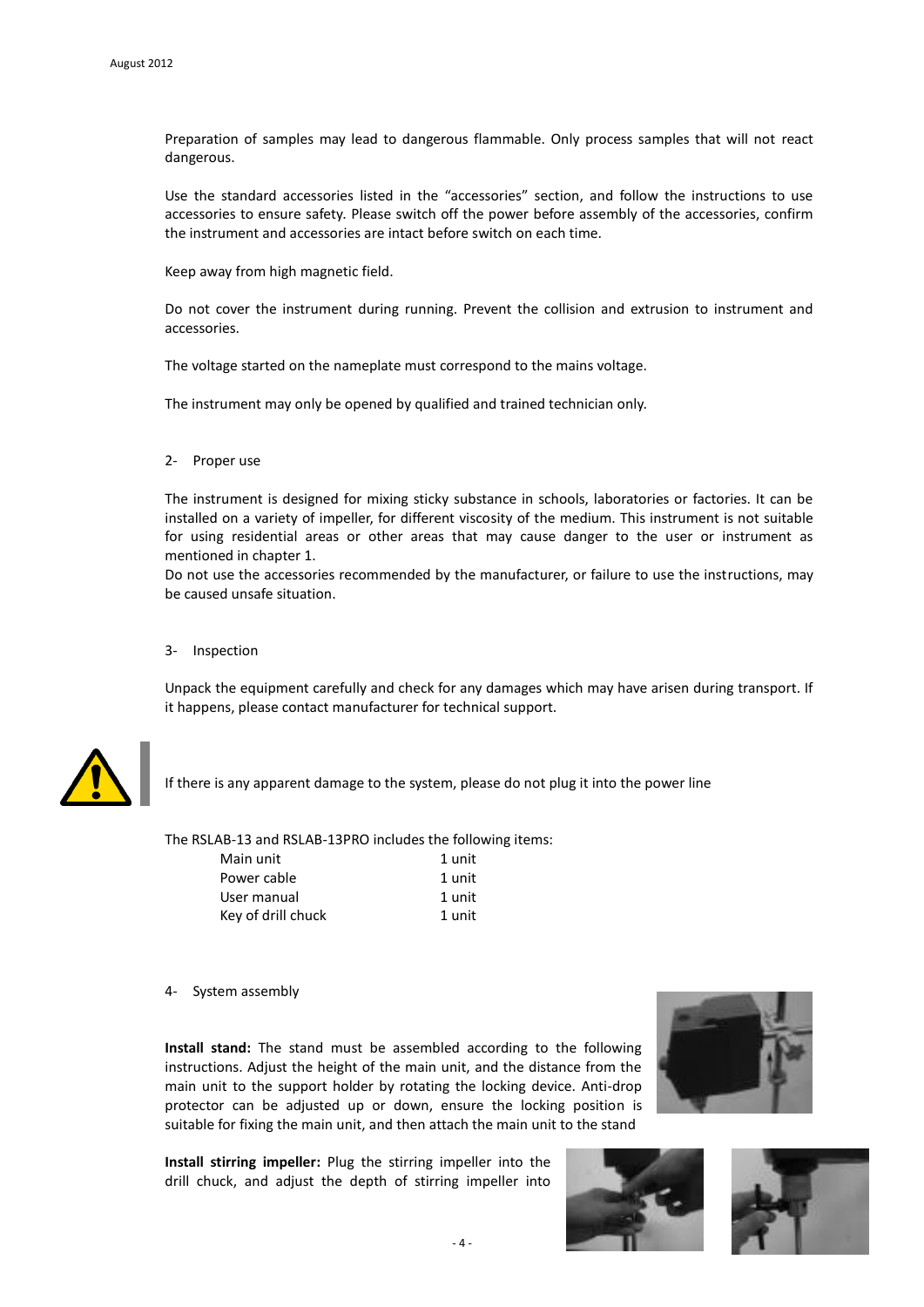Preparation of samples may lead to dangerous flammable. Only process samples that will not react dangerous.

Use the standard accessories listed in the "accessories" section, and follow the instructions to use accessories to ensure safety. Please switch off the power before assembly of the accessories, confirm the instrument and accessories are intact before switch on each time.

Keep away from high magnetic field.

Do not cover the instrument during running. Prevent the collision and extrusion to instrument and accessories.

The voltage started on the nameplate must correspond to the mains voltage.

The instrument may only be opened by qualified and trained technician only.

## 2- Proper use

The instrument is designed for mixing sticky substance in schools, laboratories or factories. It can be installed on a variety of impeller, for different viscosity of the medium. This instrument is not suitable for using residential areas or other areas that may cause danger to the user or instrument as mentioned in chapter 1.

Do not use the accessories recommended by the manufacturer, or failure to use the instructions, may be caused unsafe situation.

## 3- Inspection

Unpack the equipment carefully and check for any damages which may have arisen during transport. If it happens, please contact manufacturer for technical support.

If there is any apparent damage to the system, please do not plug it into the power line

The RSLAB-13 and RSLAB-13PRO includes the following items:

| Main unit | 1 unit |
|---|---|
| Power cable | 1 unit |
| User manual | 1 unit |
| Key of drill chuck | 1 unit |

## 4- System assembly

**Install stand:** The stand must be assembled according to the following instructions. Adjust the height of the main unit, and the distance from the main unit to the support holder by rotating the locking device. Anti-drop protector can be adjusted up or down, ensure the locking position is suitable for fixing the main unit, and then attach the main unit to the stand

**Install stirring impeller:** Plug the stirring impeller into the drill chuck, and adjust the depth of stirring impeller into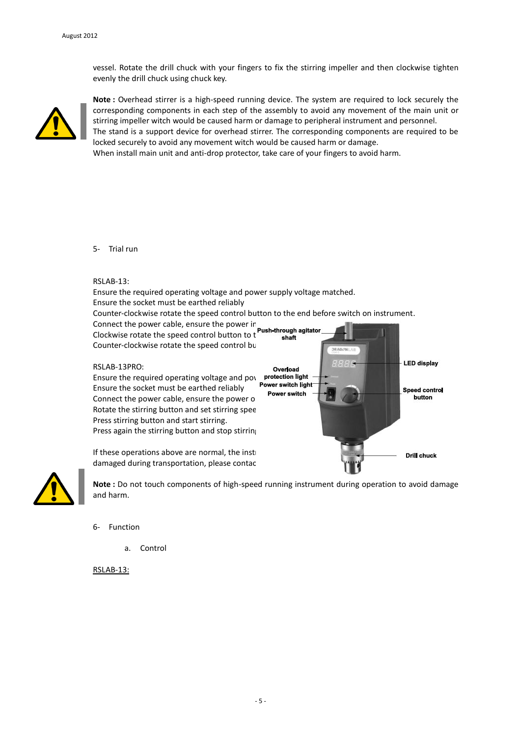vessel. Rotate the drill chuck with your fingers to fix the stirring impeller and then clockwise tighten evenly the drill chuck using chuck key.

**Note :** Overhead stirrer is a high-speed running device. The system are required to lock securely the corresponding components in each step of the assembly to avoid any movement of the main unit or stirring impeller witch would be caused harm or damage to peripheral instrument and personnel.
The stand is a support device for overhead stirrer. The corresponding components are required to be locked securely to avoid any movement witch would be caused harm or damage.
When install main unit and anti-drop protector, take care of your fingers to avoid harm.

5- Trial run

RSLAB-13:
Ensure the required operating voltage and power supply voltage matched.
Ensure the socket must be earthed reliably
Counter-clockwise rotate the speed control button to the end before switch on instrument.
Connect the power cable, ensure the power ir
Clockwise rotate the speed control button to t
Counter-clockwise rotate the speed control bu

RSLAB-13PRO:
Ensure the required operating voltage and pov
Ensure the socket must be earthed reliably
Connect the power cable, ensure the power o
Rotate the stirring button and set stirring spee
Press stirring button and start stirring.
Press again the stirring button and stop stirrin

If these operations above are normal, the instı
damaged during transportation, please contac

Push-through agitator shaft
LED display
Overload protection light
Power switch light
Power switch
Speed control button
Drill chuck

**Note :** Do not touch components of high-speed running instrument during operation to avoid damage and harm.

6- Function

a. Control

<u>RSLAB-13:</u>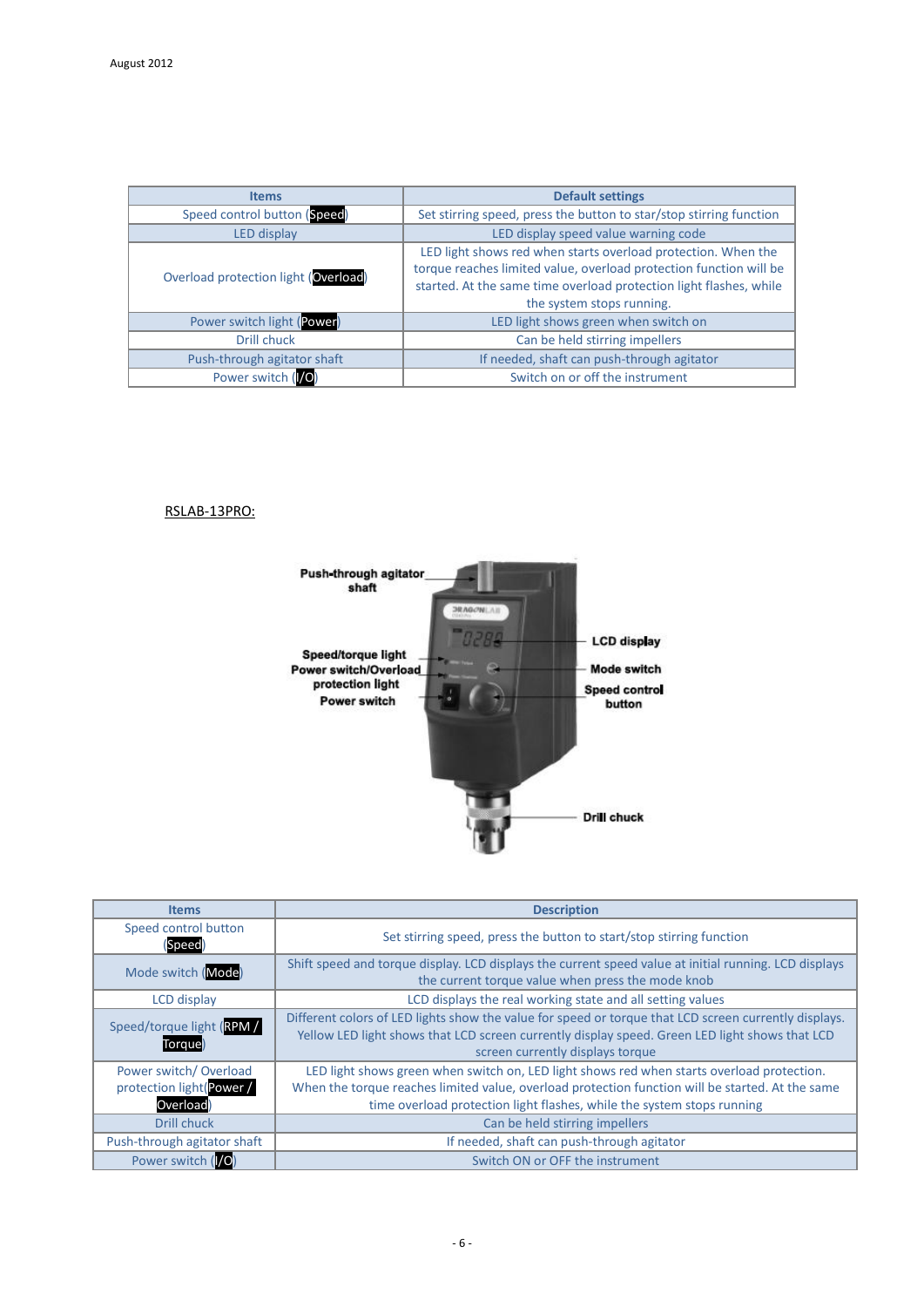August 2012

| Items | Default settings |
|---|---|
| Speed control button (Speed) | Set stirring speed, press the button to star/stop stirring function |
| LED display | LED display speed value warning code |
| Overload protection light (Overload) | LED light shows red when starts overload protection. When the torque reaches limited value, overload protection function will be started. At the same time overload protection light flashes, while the system stops running. |
| Power switch light (Power) | LED light shows green when switch on |
| Drill chuck | Can be held stirring impellers |
| Push-through agitator shaft | If needed, shaft can push-through agitator |
| Power switch (I/O) | Switch on or off the instrument |

RSLAB-13PRO:

Push-through agitator shaft

Speed/torque light

Power switch/Overload protection light

Power switch

LCD display

Mode switch

Speed control button

Drill chuck

| Items | Description |
|---|---|
| Speed control button (Speed) | Set stirring speed, press the button to start/stop stirring function |
| Mode switch (Mode) | Shift speed and torque display. LCD displays the current speed value at initial running. LCD displays the current torque value when press the mode knob |
| LCD display | LCD displays the real working state and all setting values |
| Speed/torque light (RPM / Torque) | Different colors of LED lights show the value for speed or torque that LCD screen currently displays. Yellow LED light shows that LCD screen currently display speed. Green LED light shows that LCD screen currently displays torque |
| Power switch/ Overload protection light(Power / Overload) | LED light shows green when switch on, LED light shows red when starts overload protection. When the torque reaches limited value, overload protection function will be started. At the same time overload protection light flashes, while the system stops running |
| Drill chuck | Can be held stirring impellers |
| Push-through agitator shaft | If needed, shaft can push-through agitator |
| Power switch (I/O) | Switch ON or OFF the instrument |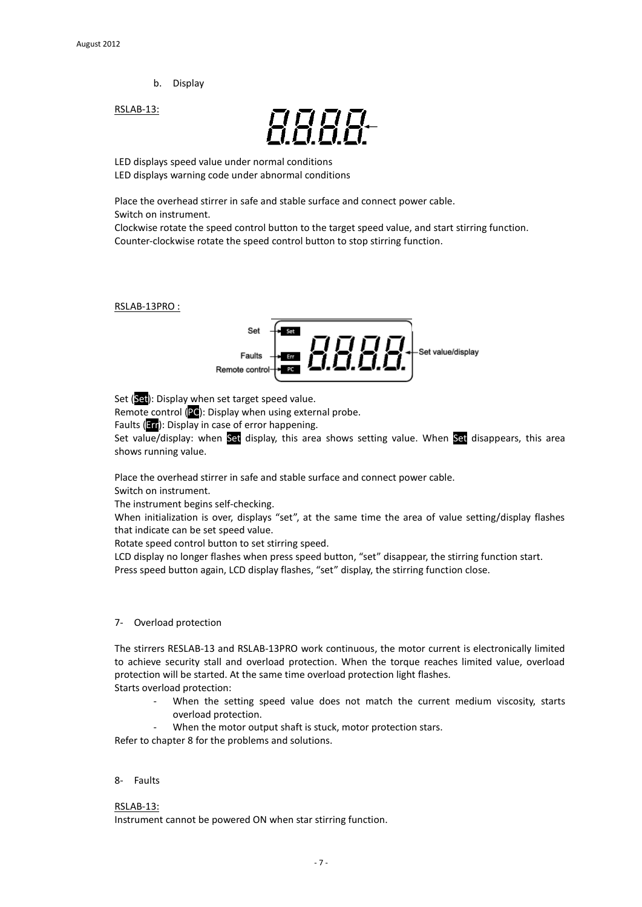b. Display

RSLAB-13:

LED displays speed value under normal conditions
LED displays warning code under abnormal conditions

Place the overhead stirrer in safe and stable surface and connect power cable.
Switch on instrument.
Clockwise rotate the speed control button to the target speed value, and start stirring function.
Counter-clockwise rotate the speed control button to stop stirring function.

RSLAB-13PRO :

Set (Set): Display when set target speed value.
Remote control (PC): Display when using external probe.
Faults (Err): Display in case of error happening.
Set value/display: when Set display, this area shows setting value. When Set disappears, this area shows running value.

Place the overhead stirrer in safe and stable surface and connect power cable.
Switch on instrument.
The instrument begins self-checking.
When initialization is over, displays "set", at the same time the area of value setting/display flashes that indicate can be set speed value.
Rotate speed control button to set stirring speed.
LCD display no longer flashes when press speed button, "set" disappear, the stirring function start.
Press speed button again, LCD display flashes, "set" display, the stirring function close.

## 7- Overload protection

The stirrers RESLAB-13 and RSLAB-13PRO work continuous, the motor current is electronically limited to achieve security stall and overload protection. When the torque reaches limited value, overload protection will be started. At the same time overload protection light flashes.
Starts overload protection:

- When the setting speed value does not match the current medium viscosity, starts overload protection.
- When the motor output shaft is stuck, motor protection stars.

Refer to chapter 8 for the problems and solutions.

## 8- Faults

RSLAB-13:
Instrument cannot be powered ON when star stirring function.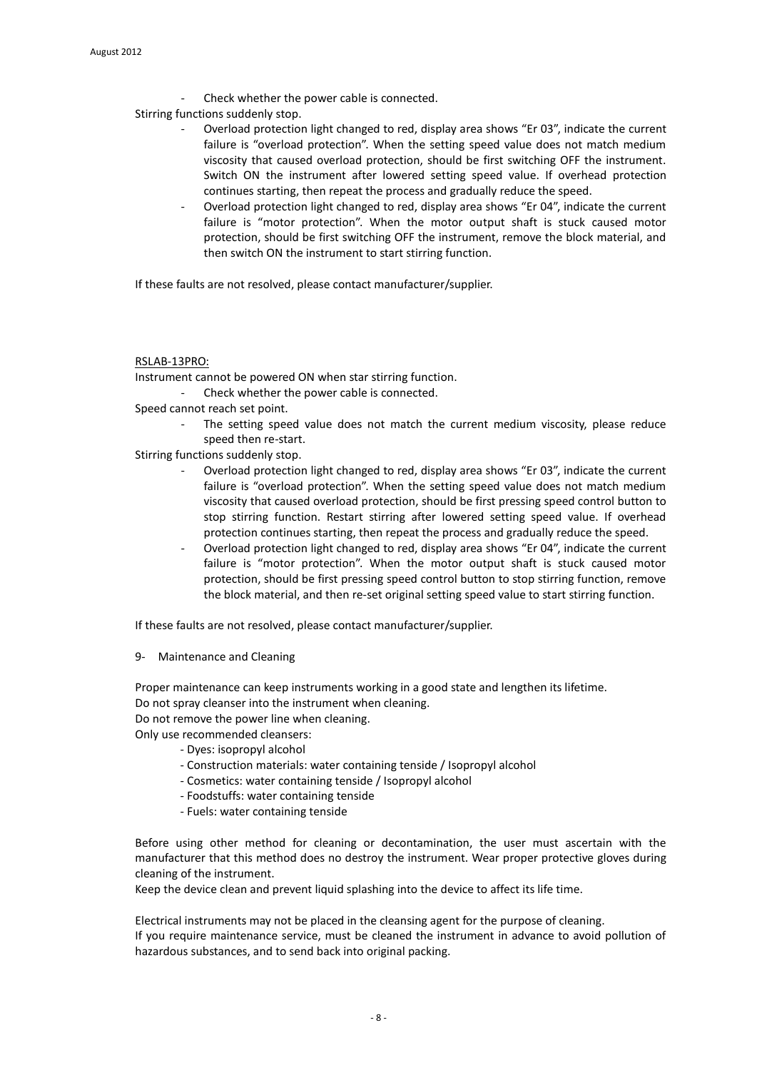- Check whether the power cable is connected.

Stirring functions suddenly stop.

- Overload protection light changed to red, display area shows "Er 03", indicate the current failure is "overload protection". When the setting speed value does not match medium viscosity that caused overload protection, should be first switching OFF the instrument. Switch ON the instrument after lowered setting speed value. If overhead protection continues starting, then repeat the process and gradually reduce the speed.
- Overload protection light changed to red, display area shows "Er 04", indicate the current failure is "motor protection". When the motor output shaft is stuck caused motor protection, should be first switching OFF the instrument, remove the block material, and then switch ON the instrument to start stirring function.

If these faults are not resolved, please contact manufacturer/supplier.

RSLAB-13PRO:

Instrument cannot be powered ON when star stirring function.

- Check whether the power cable is connected.

Speed cannot reach set point.

- The setting speed value does not match the current medium viscosity, please reduce speed then re-start.

Stirring functions suddenly stop.

- Overload protection light changed to red, display area shows "Er 03", indicate the current failure is "overload protection". When the setting speed value does not match medium viscosity that caused overload protection, should be first pressing speed control button to stop stirring function. Restart stirring after lowered setting speed value. If overhead protection continues starting, then repeat the process and gradually reduce the speed.
- Overload protection light changed to red, display area shows "Er 04", indicate the current failure is "motor protection". When the motor output shaft is stuck caused motor protection, should be first pressing speed control button to stop stirring function, remove the block material, and then re-set original setting speed value to start stirring function.

If these faults are not resolved, please contact manufacturer/supplier.

## 9- Maintenance and Cleaning

Proper maintenance can keep instruments working in a good state and lengthen its lifetime.
Do not spray cleanser into the instrument when cleaning.
Do not remove the power line when cleaning.
Only use recommended cleansers:

- Dyes: isopropyl alcohol
- Construction materials: water containing tenside / Isopropyl alcohol
- Cosmetics: water containing tenside / Isopropyl alcohol
- Foodstuffs: water containing tenside
- Fuels: water containing tenside

Before using other method for cleaning or decontamination, the user must ascertain with the manufacturer that this method does no destroy the instrument. Wear proper protective gloves during cleaning of the instrument.
Keep the device clean and prevent liquid splashing into the device to affect its life time.

Electrical instruments may not be placed in the cleansing agent for the purpose of cleaning.
If you require maintenance service, must be cleaned the instrument in advance to avoid pollution of hazardous substances, and to send back into original packing.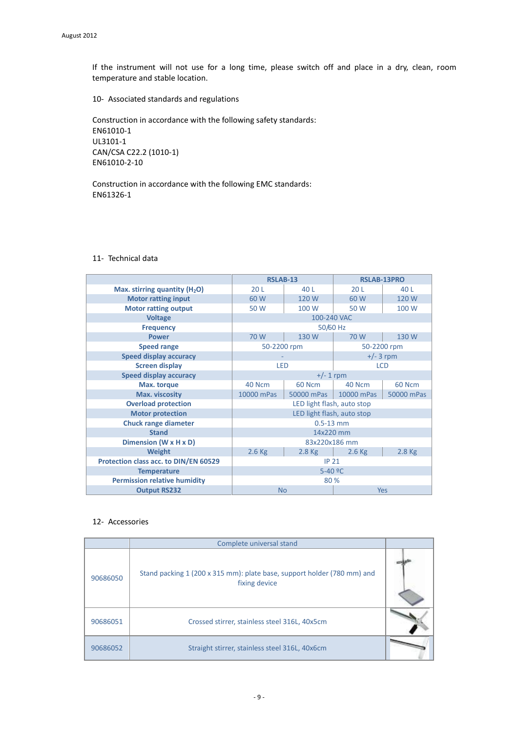If the instrument will not use for a long time, please switch off and place in a dry, clean, room temperature and stable location.

10- Associated standards and regulations

Construction in accordance with the following safety standards:
EN61010-1
UL3101-1
CAN/CSA C22.2 (1010-1)
EN61010-2-10

Construction in accordance with the following EMC standards:
EN61326-1

11- Technical data

| | RSLAB-13 | | RSLAB-13PRO | |
|---|---|---|---|---|
| Max. stirring quantity ($H_2O$) | 20 L | 40 L | 20 L | 40 L |
| Motor ratting input | 60 W | 120 W | 60 W | 120 W |
| Motor ratting output | 50 W | 100 W | 50 W | 100 W |
| Voltage | 100-240 VAC | | | |
| Frequency | 50/60 Hz | | | |
| Power | 70 W | 130 W | 70 W | 130 W |
| Speed range | 50-2200 rpm | | 50-2200 rpm | |
| Speed display accuracy | - | | +/- 3 rpm | |
| Screen display | LED | | LCD | |
| Speed display accuracy | +/- 1 rpm | | | |
| Max. torque | 40 Ncm | 60 Ncm | 40 Ncm | 60 Ncm |
| Max. viscosity | 10000 mPas | 50000 mPas | 10000 mPas | 50000 mPas |
| Overload protection | LED light flash, auto stop | | | |
| Motor protection | LED light flash, auto stop | | | |
| Chuck range diameter | 0.5-13 mm | | | |
| Stand | 14x220 mm | | | |
| Dimension (W x H x D) | 83x220x186 mm | | | |
| Weight | 2.6 Kg | 2.8 Kg | 2.6 Kg | 2.8 Kg |
| Protection class acc. to DIN/EN 60529 | IP 21 | | | |
| Temperature | 5-40 ºC | | | |
| Permission relative humidity | 80 % | | | |
| Output RS232 | No | | Yes | |

12- Accessories

| | Complete universal stand | |
|---|---|---|
| 90686050 | Stand packing 1 (200 x 315 mm): plate base, support holder (780 mm) and fixing device | |
| 90686051 | Crossed stirrer, stainless steel 316L, 40x5cm | |
| 90686052 | Straight stirrer, stainless steel 316L, 40x6cm | |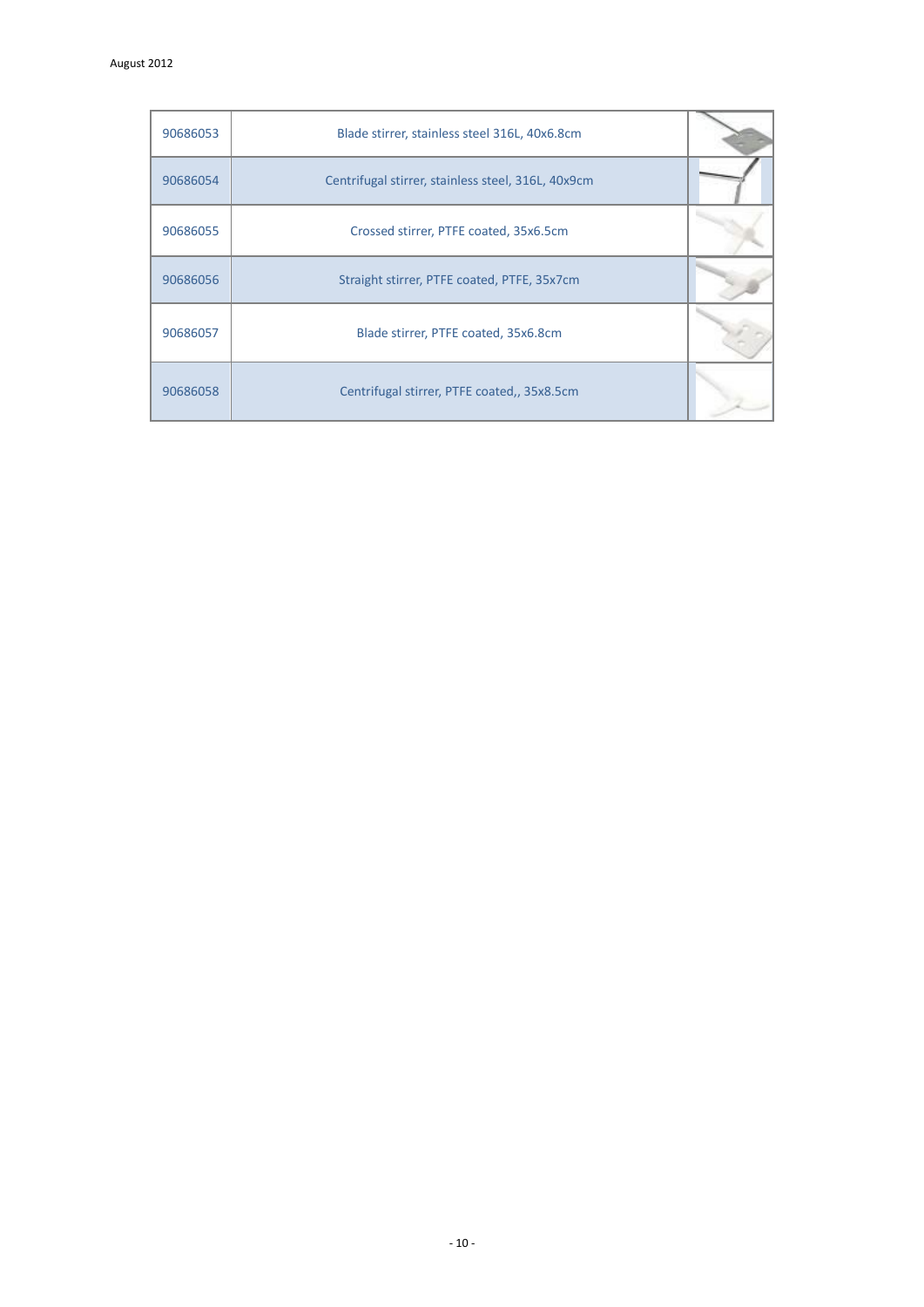| | | |
|---|---|---|
| 90686053 | Blade stirrer, stainless steel 316L, 40x6.8cm | |
| 90686054 | Centrifugal stirrer, stainless steel, 316L, 40x9cm | |
| 90686055 | Crossed stirrer, PTFE coated, 35x6.5cm | |
| 90686056 | Straight stirrer, PTFE coated, PTFE, 35x7cm | |
| 90686057 | Blade stirrer, PTFE coated, 35x6.8cm | |
| 90686058 | Centrifugal stirrer, PTFE coated,, 35x8.5cm | |